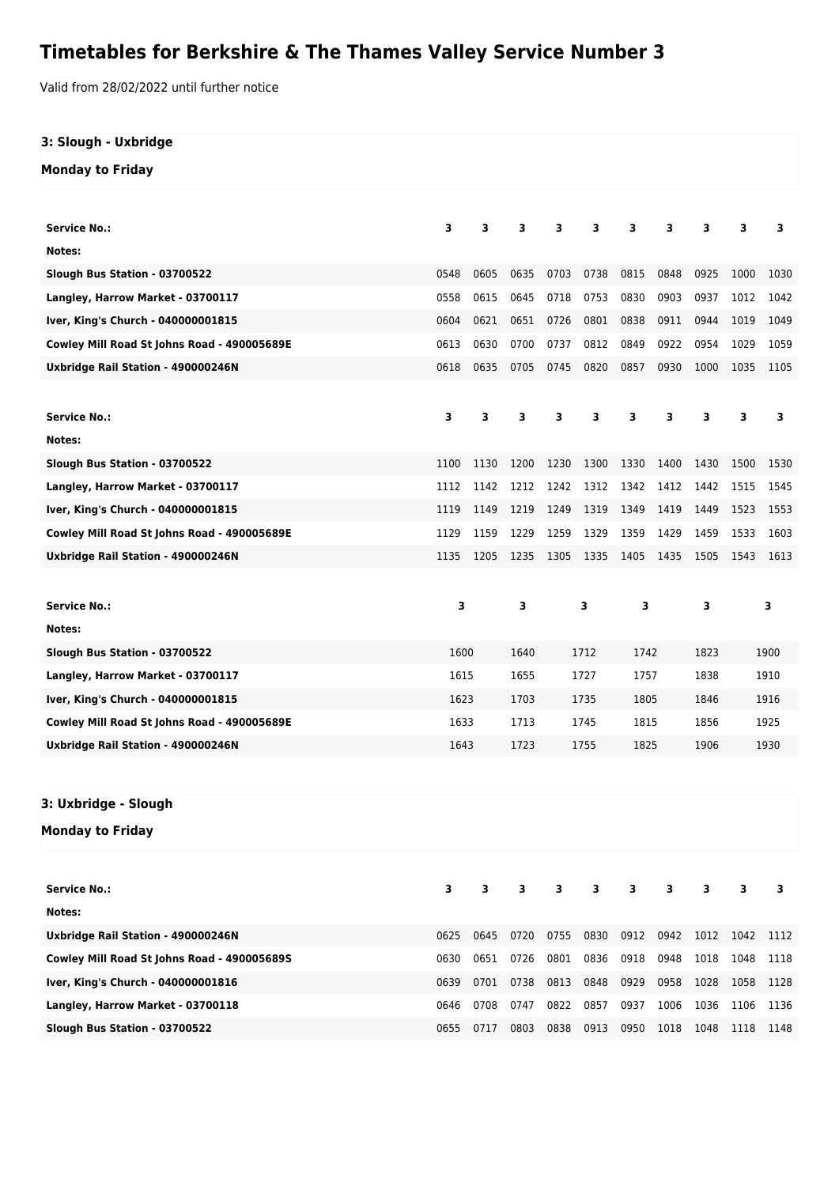# Timetables for Berkshire & The Thames Valley Service Number 3

Valid from 28/02/2022 until further notice

### 3: Slough - Uxbridge

#### Monday to Friday

| Service No.: | 3 | 3 | 3 | 3 | 3 | 3 | 3 | 3 | 3 | 3 |
|---|---|---|---|---|---|---|---|---|---|---|
| Notes: | | | | | | | | | | |
| Slough Bus Station - 03700522 | 0548 | 0605 | 0635 | 0703 | 0738 | 0815 | 0848 | 0925 | 1000 | 1030 |
| Langley, Harrow Market - 03700117 | 0558 | 0615 | 0645 | 0718 | 0753 | 0830 | 0903 | 0937 | 1012 | 1042 |
| Iver, King's Church - 040000001815 | 0604 | 0621 | 0651 | 0726 | 0801 | 0838 | 0911 | 0944 | 1019 | 1049 |
| Cowley Mill Road St Johns Road - 490005689E | 0613 | 0630 | 0700 | 0737 | 0812 | 0849 | 0922 | 0954 | 1029 | 1059 |
| Uxbridge Rail Station - 490000246N | 0618 | 0635 | 0705 | 0745 | 0820 | 0857 | 0930 | 1000 | 1035 | 1105 |

| Service No.: | 3 | 3 | 3 | 3 | 3 | 3 | 3 | 3 | 3 | 3 |
|---|---|---|---|---|---|---|---|---|---|---|
| Notes: | | | | | | | | | | |
| Slough Bus Station - 03700522 | 1100 | 1130 | 1200 | 1230 | 1300 | 1330 | 1400 | 1430 | 1500 | 1530 |
| Langley, Harrow Market - 03700117 | 1112 | 1142 | 1212 | 1242 | 1312 | 1342 | 1412 | 1442 | 1515 | 1545 |
| Iver, King's Church - 040000001815 | 1119 | 1149 | 1219 | 1249 | 1319 | 1349 | 1419 | 1449 | 1523 | 1553 |
| Cowley Mill Road St Johns Road - 490005689E | 1129 | 1159 | 1229 | 1259 | 1329 | 1359 | 1429 | 1459 | 1533 | 1603 |
| Uxbridge Rail Station - 490000246N | 1135 | 1205 | 1235 | 1305 | 1335 | 1405 | 1435 | 1505 | 1543 | 1613 |

| Service No.: | 3 | 3 | 3 | 3 | 3 | 3 |
|---|---|---|---|---|---|---|
| Notes: | | | | | | |
| Slough Bus Station - 03700522 | 1600 | 1640 | 1712 | 1742 | 1823 | 1900 |
| Langley, Harrow Market - 03700117 | 1615 | 1655 | 1727 | 1757 | 1838 | 1910 |
| Iver, King's Church - 040000001815 | 1623 | 1703 | 1735 | 1805 | 1846 | 1916 |
| Cowley Mill Road St Johns Road - 490005689E | 1633 | 1713 | 1745 | 1815 | 1856 | 1925 |
| Uxbridge Rail Station - 490000246N | 1643 | 1723 | 1755 | 1825 | 1906 | 1930 |

### 3: Uxbridge - Slough

#### Monday to Friday

| Service No.: | 3 | 3 | 3 | 3 | 3 | 3 | 3 | 3 | 3 | 3 |
|---|---|---|---|---|---|---|---|---|---|---|
| Notes: | | | | | | | | | | |
| Uxbridge Rail Station - 490000246N | 0625 | 0645 | 0720 | 0755 | 0830 | 0912 | 0942 | 1012 | 1042 | 1112 |
| Cowley Mill Road St Johns Road - 490005689S | 0630 | 0651 | 0726 | 0801 | 0836 | 0918 | 0948 | 1018 | 1048 | 1118 |
| Iver, King's Church - 040000001816 | 0639 | 0701 | 0738 | 0813 | 0848 | 0929 | 0958 | 1028 | 1058 | 1128 |
| Langley, Harrow Market - 03700118 | 0646 | 0708 | 0747 | 0822 | 0857 | 0937 | 1006 | 1036 | 1106 | 1136 |
| Slough Bus Station - 03700522 | 0655 | 0717 | 0803 | 0838 | 0913 | 0950 | 1018 | 1048 | 1118 | 1148 |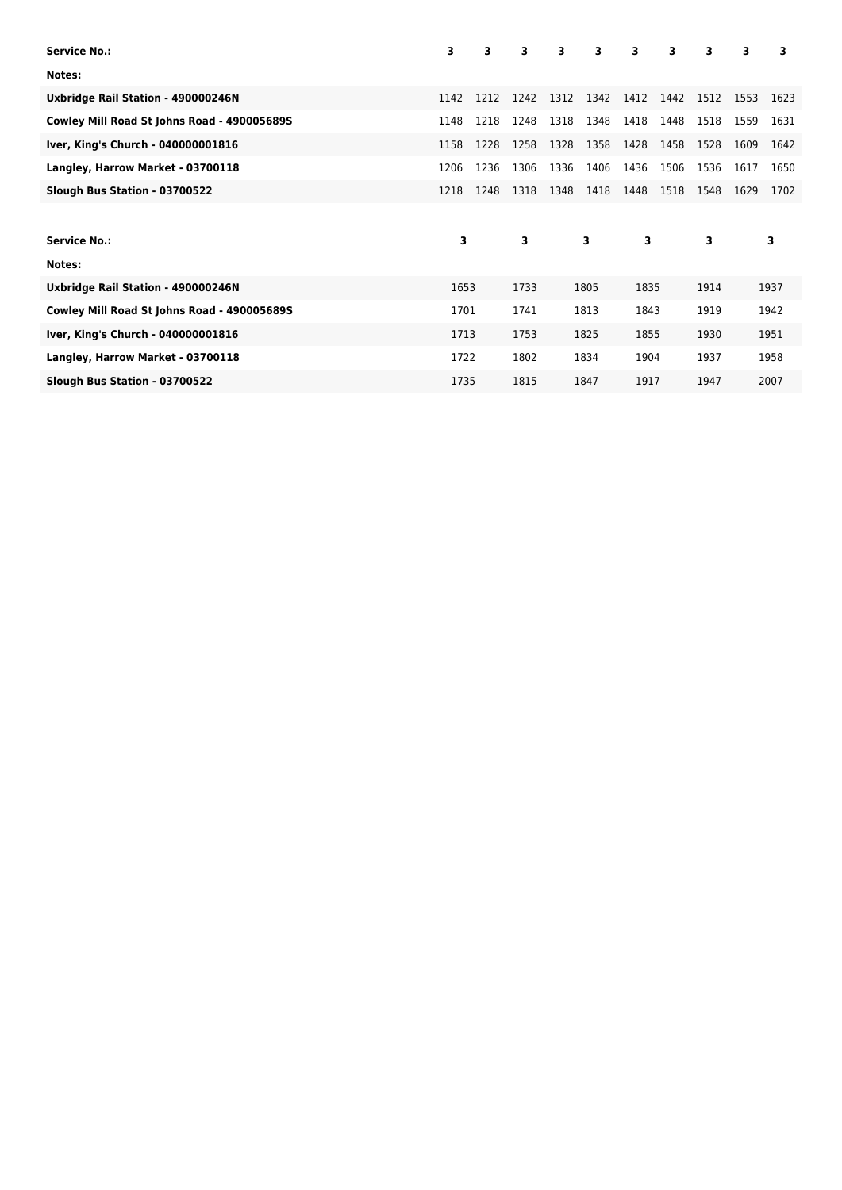| Service No.: | 3 | 3 | 3 | 3 | 3 | 3 | 3 | 3 | 3 | 3 |
|---|---|---|---|---|---|---|---|---|---|---|
| Notes: | | | | | | | | | | |
| Uxbridge Rail Station - 490000246N | 1142 | 1212 | 1242 | 1312 | 1342 | 1412 | 1442 | 1512 | 1553 | 1623 |
| Cowley Mill Road St Johns Road - 490005689S | 1148 | 1218 | 1248 | 1318 | 1348 | 1418 | 1448 | 1518 | 1559 | 1631 |
| Iver, King's Church - 040000001816 | 1158 | 1228 | 1258 | 1328 | 1358 | 1428 | 1458 | 1528 | 1609 | 1642 |
| Langley, Harrow Market - 03700118 | 1206 | 1236 | 1306 | 1336 | 1406 | 1436 | 1506 | 1536 | 1617 | 1650 |
| Slough Bus Station - 03700522 | 1218 | 1248 | 1318 | 1348 | 1418 | 1448 | 1518 | 1548 | 1629 | 1702 |

| Service No.: | 3 | 3 | 3 | 3 | 3 | 3 |
|---|---|---|---|---|---|---|
| Notes: | | | | | | |
| Uxbridge Rail Station - 490000246N | 1653 | 1733 | 1805 | 1835 | 1914 | 1937 |
| Cowley Mill Road St Johns Road - 490005689S | 1701 | 1741 | 1813 | 1843 | 1919 | 1942 |
| Iver, King's Church - 040000001816 | 1713 | 1753 | 1825 | 1855 | 1930 | 1951 |
| Langley, Harrow Market - 03700118 | 1722 | 1802 | 1834 | 1904 | 1937 | 1958 |
| Slough Bus Station - 03700522 | 1735 | 1815 | 1847 | 1917 | 1947 | 2007 |